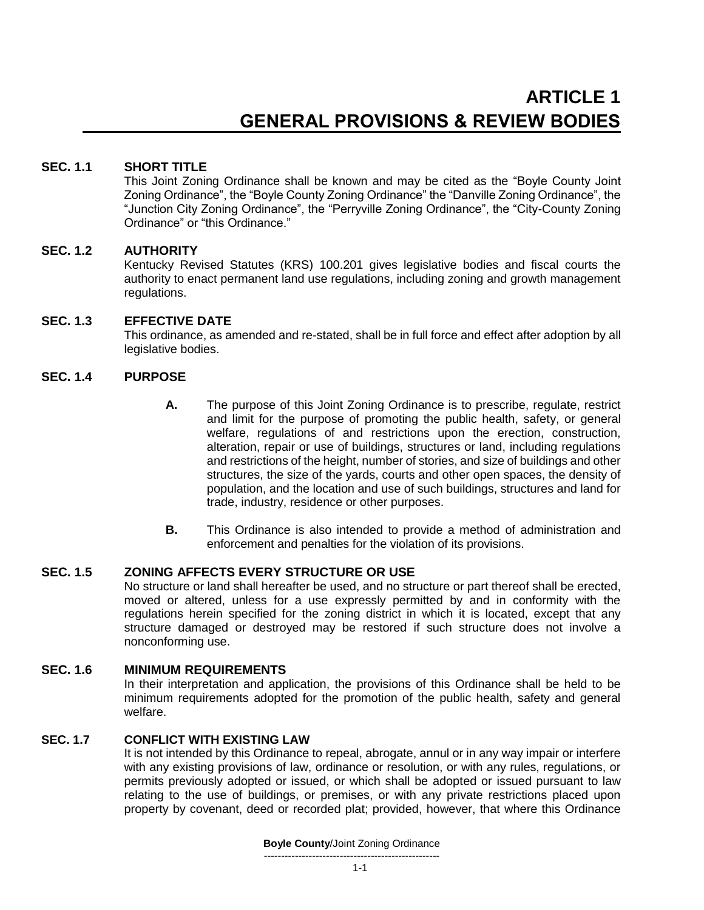# ARTICLE 1
# GENERAL PROVISIONS & REVIEW BODIES

## SEC. 1.1 SHORT TITLE

This Joint Zoning Ordinance shall be known and may be cited as the "Boyle County Joint Zoning Ordinance", the "Boyle County Zoning Ordinance" the "Danville Zoning Ordinance", the "Junction City Zoning Ordinance", the "Perryville Zoning Ordinance", the "City-County Zoning Ordinance" or "this Ordinance."

## SEC. 1.2 AUTHORITY

Kentucky Revised Statutes (KRS) 100.201 gives legislative bodies and fiscal courts the authority to enact permanent land use regulations, including zoning and growth management regulations.

## SEC. 1.3 EFFECTIVE DATE

This ordinance, as amended and re-stated, shall be in full force and effect after adoption by all legislative bodies.

## SEC. 1.4 PURPOSE

**A.** The purpose of this Joint Zoning Ordinance is to prescribe, regulate, restrict and limit for the purpose of promoting the public health, safety, or general welfare, regulations of and restrictions upon the erection, construction, alteration, repair or use of buildings, structures or land, including regulations and restrictions of the height, number of stories, and size of buildings and other structures, the size of the yards, courts and other open spaces, the density of population, and the location and use of such buildings, structures and land for trade, industry, residence or other purposes.

**B.** This Ordinance is also intended to provide a method of administration and enforcement and penalties for the violation of its provisions.

## SEC. 1.5 ZONING AFFECTS EVERY STRUCTURE OR USE

No structure or land shall hereafter be used, and no structure or part thereof shall be erected, moved or altered, unless for a use expressly permitted by and in conformity with the regulations herein specified for the zoning district in which it is located, except that any structure damaged or destroyed may be restored if such structure does not involve a nonconforming use.

## SEC. 1.6 MINIMUM REQUIREMENTS

In their interpretation and application, the provisions of this Ordinance shall be held to be minimum requirements adopted for the promotion of the public health, safety and general welfare.

## SEC. 1.7 CONFLICT WITH EXISTING LAW

It is not intended by this Ordinance to repeal, abrogate, annul or in any way impair or interfere with any existing provisions of law, ordinance or resolution, or with any rules, regulations, or permits previously adopted or issued, or which shall be adopted or issued pursuant to law relating to the use of buildings, or premises, or with any private restrictions placed upon property by covenant, deed or recorded plat; provided, however, that where this Ordinance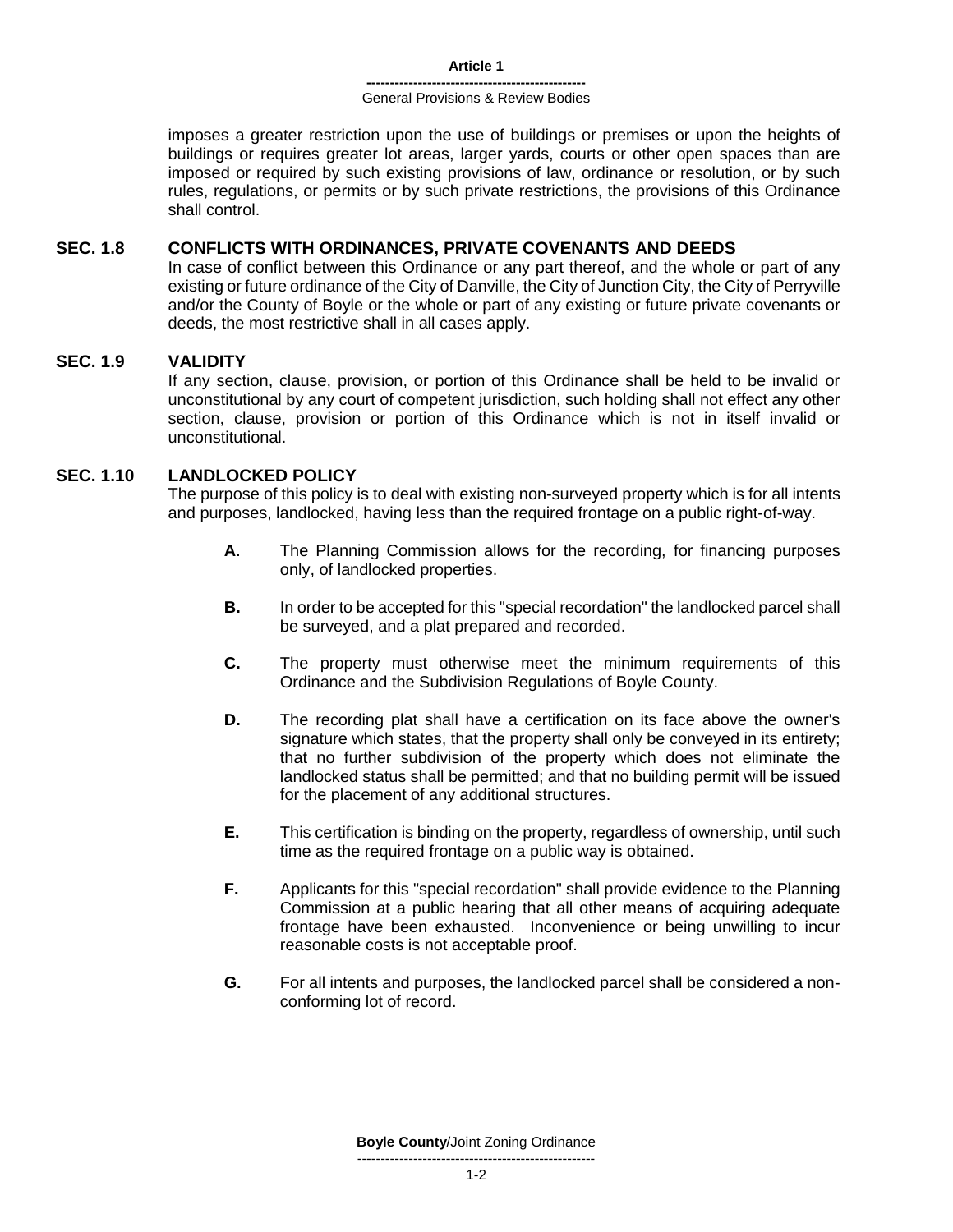imposes a greater restriction upon the use of buildings or premises or upon the heights of buildings or requires greater lot areas, larger yards, courts or other open spaces than are imposed or required by such existing provisions of law, ordinance or resolution, or by such rules, regulations, or permits or by such private restrictions, the provisions of this Ordinance shall control.

## SEC. 1.8 CONFLICTS WITH ORDINANCES, PRIVATE COVENANTS AND DEEDS

In case of conflict between this Ordinance or any part thereof, and the whole or part of any existing or future ordinance of the City of Danville, the City of Junction City, the City of Perryville and/or the County of Boyle or the whole or part of any existing or future private covenants or deeds, the most restrictive shall in all cases apply.

## SEC. 1.9 VALIDITY

If any section, clause, provision, or portion of this Ordinance shall be held to be invalid or unconstitutional by any court of competent jurisdiction, such holding shall not effect any other section, clause, provision or portion of this Ordinance which is not in itself invalid or unconstitutional.

## SEC. 1.10 LANDLOCKED POLICY

The purpose of this policy is to deal with existing non-surveyed property which is for all intents and purposes, landlocked, having less than the required frontage on a public right-of-way.

**A.** The Planning Commission allows for the recording, for financing purposes only, of landlocked properties.

**B.** In order to be accepted for this "special recordation" the landlocked parcel shall be surveyed, and a plat prepared and recorded.

**C.** The property must otherwise meet the minimum requirements of this Ordinance and the Subdivision Regulations of Boyle County.

**D.** The recording plat shall have a certification on its face above the owner's signature which states, that the property shall only be conveyed in its entirety; that no further subdivision of the property which does not eliminate the landlocked status shall be permitted; and that no building permit will be issued for the placement of any additional structures.

**E.** This certification is binding on the property, regardless of ownership, until such time as the required frontage on a public way is obtained.

**F.** Applicants for this "special recordation" shall provide evidence to the Planning Commission at a public hearing that all other means of acquiring adequate frontage have been exhausted. Inconvenience or being unwilling to incur reasonable costs is not acceptable proof.

**G.** For all intents and purposes, the landlocked parcel shall be considered a non-conforming lot of record.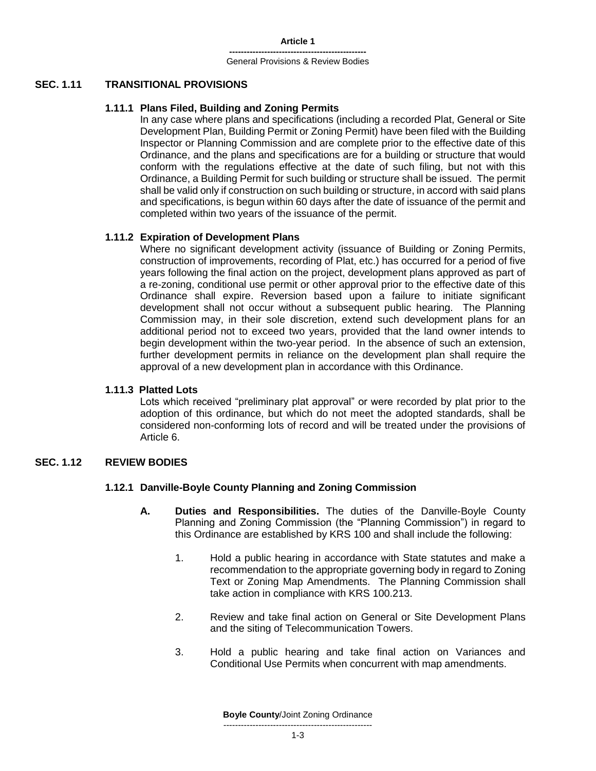## SEC. 1.11 TRANSITIONAL PROVISIONS

### 1.11.1 Plans Filed, Building and Zoning Permits

In any case where plans and specifications (including a recorded Plat, General or Site Development Plan, Building Permit or Zoning Permit) have been filed with the Building Inspector or Planning Commission and are complete prior to the effective date of this Ordinance, and the plans and specifications are for a building or structure that would conform with the regulations effective at the date of such filing, but not with this Ordinance, a Building Permit for such building or structure shall be issued. The permit shall be valid only if construction on such building or structure, in accord with said plans and specifications, is begun within 60 days after the date of issuance of the permit and completed within two years of the issuance of the permit.

### 1.11.2 Expiration of Development Plans

Where no significant development activity (issuance of Building or Zoning Permits, construction of improvements, recording of Plat, etc.) has occurred for a period of five years following the final action on the project, development plans approved as part of a re-zoning, conditional use permit or other approval prior to the effective date of this Ordinance shall expire. Reversion based upon a failure to initiate significant development shall not occur without a subsequent public hearing. The Planning Commission may, in their sole discretion, extend such development plans for an additional period not to exceed two years, provided that the land owner intends to begin development within the two-year period. In the absence of such an extension, further development permits in reliance on the development plan shall require the approval of a new development plan in accordance with this Ordinance.

### 1.11.3 Platted Lots

Lots which received "preliminary plat approval" or were recorded by plat prior to the adoption of this ordinance, but which do not meet the adopted standards, shall be considered non-conforming lots of record and will be treated under the provisions of Article 6.

## SEC. 1.12 REVIEW BODIES

### 1.12.1 Danville-Boyle County Planning and Zoning Commission

**A. Duties and Responsibilities.** The duties of the Danville-Boyle County Planning and Zoning Commission (the "Planning Commission") in regard to this Ordinance are established by KRS 100 and shall include the following:

1. Hold a public hearing in accordance with State statutes and make a recommendation to the appropriate governing body in regard to Zoning Text or Zoning Map Amendments. The Planning Commission shall take action in compliance with KRS 100.213.
2. Review and take final action on General or Site Development Plans and the siting of Telecommunication Towers.
3. Hold a public hearing and take final action on Variances and Conditional Use Permits when concurrent with map amendments.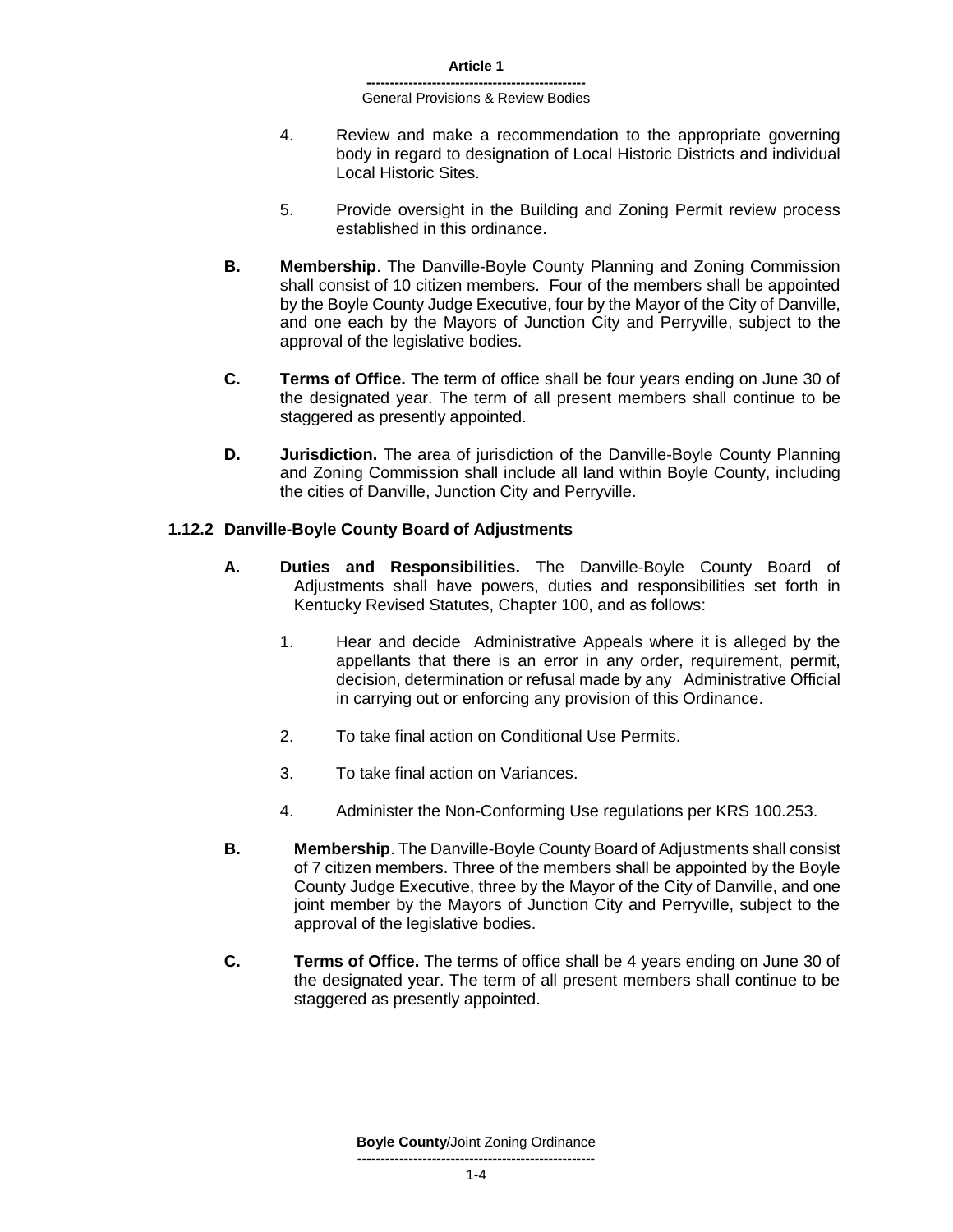4. Review and make a recommendation to the appropriate governing body in regard to designation of Local Historic Districts and individual Local Historic Sites.

5. Provide oversight in the Building and Zoning Permit review process established in this ordinance.

**B. Membership**. The Danville-Boyle County Planning and Zoning Commission shall consist of 10 citizen members. Four of the members shall be appointed by the Boyle County Judge Executive, four by the Mayor of the City of Danville, and one each by the Mayors of Junction City and Perryville, subject to the approval of the legislative bodies.

**C. Terms of Office.** The term of office shall be four years ending on June 30 of the designated year. The term of all present members shall continue to be staggered as presently appointed.

**D. Jurisdiction.** The area of jurisdiction of the Danville-Boyle County Planning and Zoning Commission shall include all land within Boyle County, including the cities of Danville, Junction City and Perryville.

### 1.12.2 Danville-Boyle County Board of Adjustments

**A. Duties and Responsibilities.** The Danville-Boyle County Board of Adjustments shall have powers, duties and responsibilities set forth in Kentucky Revised Statutes, Chapter 100, and as follows:

1. Hear and decide Administrative Appeals where it is alleged by the appellants that there is an error in any order, requirement, permit, decision, determination or refusal made by any Administrative Official in carrying out or enforcing any provision of this Ordinance.

2. To take final action on Conditional Use Permits.

3. To take final action on Variances.

4. Administer the Non-Conforming Use regulations per KRS 100.253.

**B. Membership**. The Danville-Boyle County Board of Adjustments shall consist of 7 citizen members. Three of the members shall be appointed by the Boyle County Judge Executive, three by the Mayor of the City of Danville, and one joint member by the Mayors of Junction City and Perryville, subject to the approval of the legislative bodies.

**C. Terms of Office.** The terms of office shall be 4 years ending on June 30 of the designated year. The term of all present members shall continue to be staggered as presently appointed.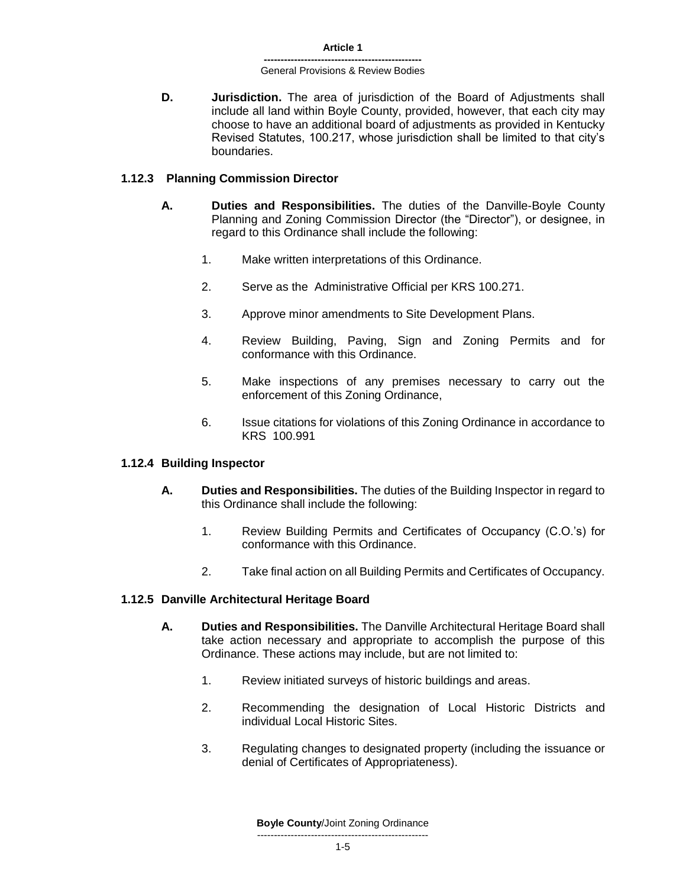**D.** **Jurisdiction.** The area of jurisdiction of the Board of Adjustments shall include all land within Boyle County, provided, however, that each city may choose to have an additional board of adjustments as provided in Kentucky Revised Statutes, 100.217, whose jurisdiction shall be limited to that city's boundaries.

### 1.12.3 Planning Commission Director

**A.** **Duties and Responsibilities.** The duties of the Danville-Boyle County Planning and Zoning Commission Director (the "Director"), or designee, in regard to this Ordinance shall include the following:

1. Make written interpretations of this Ordinance.

2. Serve as the Administrative Official per KRS 100.271.

3. Approve minor amendments to Site Development Plans.

4. Review Building, Paving, Sign and Zoning Permits and for conformance with this Ordinance.

5. Make inspections of any premises necessary to carry out the enforcement of this Zoning Ordinance,

6. Issue citations for violations of this Zoning Ordinance in accordance to KRS 100.991

### 1.12.4 Building Inspector

**A.** **Duties and Responsibilities.** The duties of the Building Inspector in regard to this Ordinance shall include the following:

1. Review Building Permits and Certificates of Occupancy (C.O.'s) for conformance with this Ordinance.

2. Take final action on all Building Permits and Certificates of Occupancy.

### 1.12.5 Danville Architectural Heritage Board

**A.** **Duties and Responsibilities.** The Danville Architectural Heritage Board shall take action necessary and appropriate to accomplish the purpose of this Ordinance. These actions may include, but are not limited to:

1. Review initiated surveys of historic buildings and areas.

2. Recommending the designation of Local Historic Districts and individual Local Historic Sites.

3. Regulating changes to designated property (including the issuance or denial of Certificates of Appropriateness).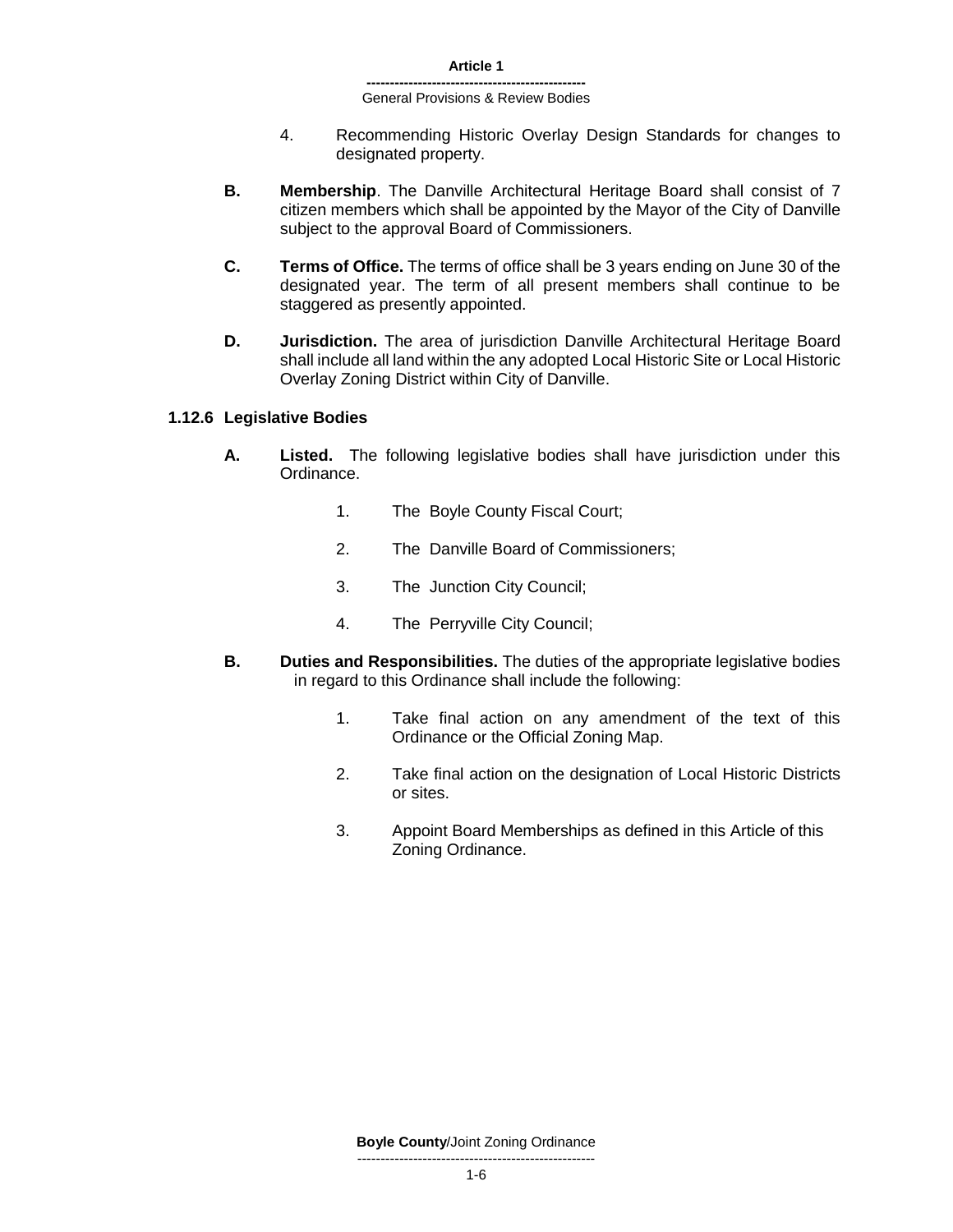4. Recommending Historic Overlay Design Standards for changes to designated property.

**B. Membership**. The Danville Architectural Heritage Board shall consist of 7 citizen members which shall be appointed by the Mayor of the City of Danville subject to the approval Board of Commissioners.

**C. Terms of Office.** The terms of office shall be 3 years ending on June 30 of the designated year. The term of all present members shall continue to be staggered as presently appointed.

**D. Jurisdiction.** The area of jurisdiction Danville Architectural Heritage Board shall include all land within the any adopted Local Historic Site or Local Historic Overlay Zoning District within City of Danville.

### 1.12.6 Legislative Bodies

**A. Listed.** The following legislative bodies shall have jurisdiction under this Ordinance.

1. The Boyle County Fiscal Court;
2. The Danville Board of Commissioners;
3. The Junction City Council;
4. The Perryville City Council;

**B. Duties and Responsibilities.** The duties of the appropriate legislative bodies in regard to this Ordinance shall include the following:

1. Take final action on any amendment of the text of this Ordinance or the Official Zoning Map.
2. Take final action on the designation of Local Historic Districts or sites.
3. Appoint Board Memberships as defined in this Article of this Zoning Ordinance.